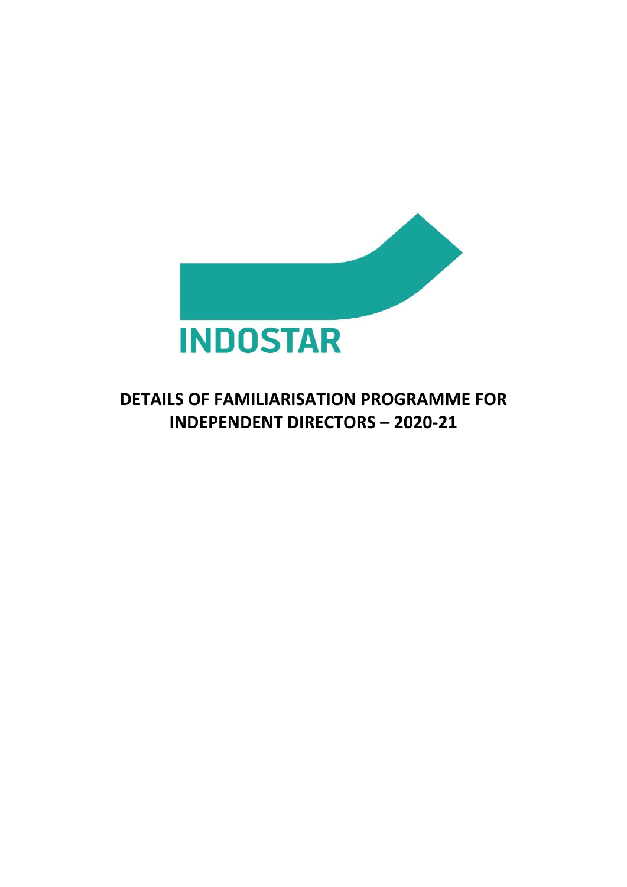INDOSTAR

# DETAILS OF FAMILIARISATION PROGRAMME FOR INDEPENDENT DIRECTORS – 2020-21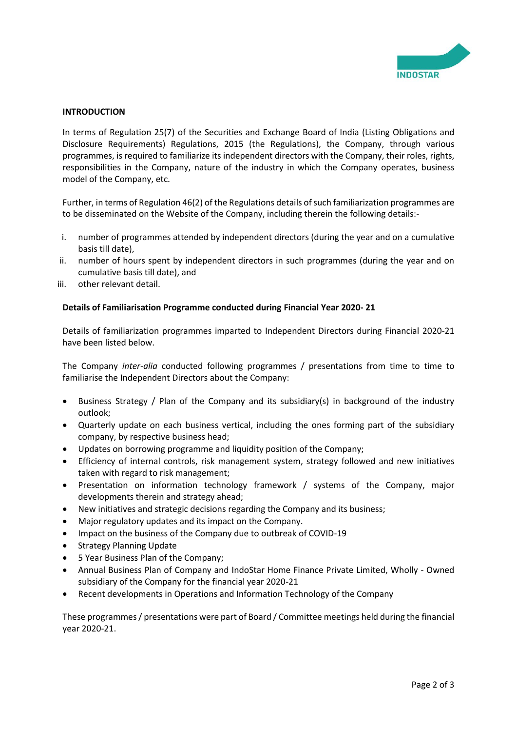**INTRODUCTION**

In terms of Regulation 25(7) of the Securities and Exchange Board of India (Listing Obligations and Disclosure Requirements) Regulations, 2015 (the Regulations), the Company, through various programmes, is required to familiarize its independent directors with the Company, their roles, rights, responsibilities in the Company, nature of the industry in which the Company operates, business model of the Company, etc.

Further, in terms of Regulation 46(2) of the Regulations details of such familiarization programmes are to be disseminated on the Website of the Company, including therein the following details:-

i. number of programmes attended by independent directors (during the year and on a cumulative basis till date),
ii. number of hours spent by independent directors in such programmes (during the year and on cumulative basis till date), and
iii. other relevant detail.

**Details of Familiarisation Programme conducted during Financial Year 2020- 21**

Details of familiarization programmes imparted to Independent Directors during Financial 2020-21 have been listed below.

The Company *inter-alia* conducted following programmes / presentations from time to time to familiarise the Independent Directors about the Company:

- Business Strategy / Plan of the Company and its subsidiary(s) in background of the industry outlook;
- Quarterly update on each business vertical, including the ones forming part of the subsidiary company, by respective business head;
- Updates on borrowing programme and liquidity position of the Company;
- Efficiency of internal controls, risk management system, strategy followed and new initiatives taken with regard to risk management;
- Presentation on information technology framework / systems of the Company, major developments therein and strategy ahead;
- New initiatives and strategic decisions regarding the Company and its business;
- Major regulatory updates and its impact on the Company.
- Impact on the business of the Company due to outbreak of COVID-19
- Strategy Planning Update
- 5 Year Business Plan of the Company;
- Annual Business Plan of Company and IndoStar Home Finance Private Limited, Wholly - Owned subsidiary of the Company for the financial year 2020-21
- Recent developments in Operations and Information Technology of the Company

These programmes / presentations were part of Board / Committee meetings held during the financial year 2020-21.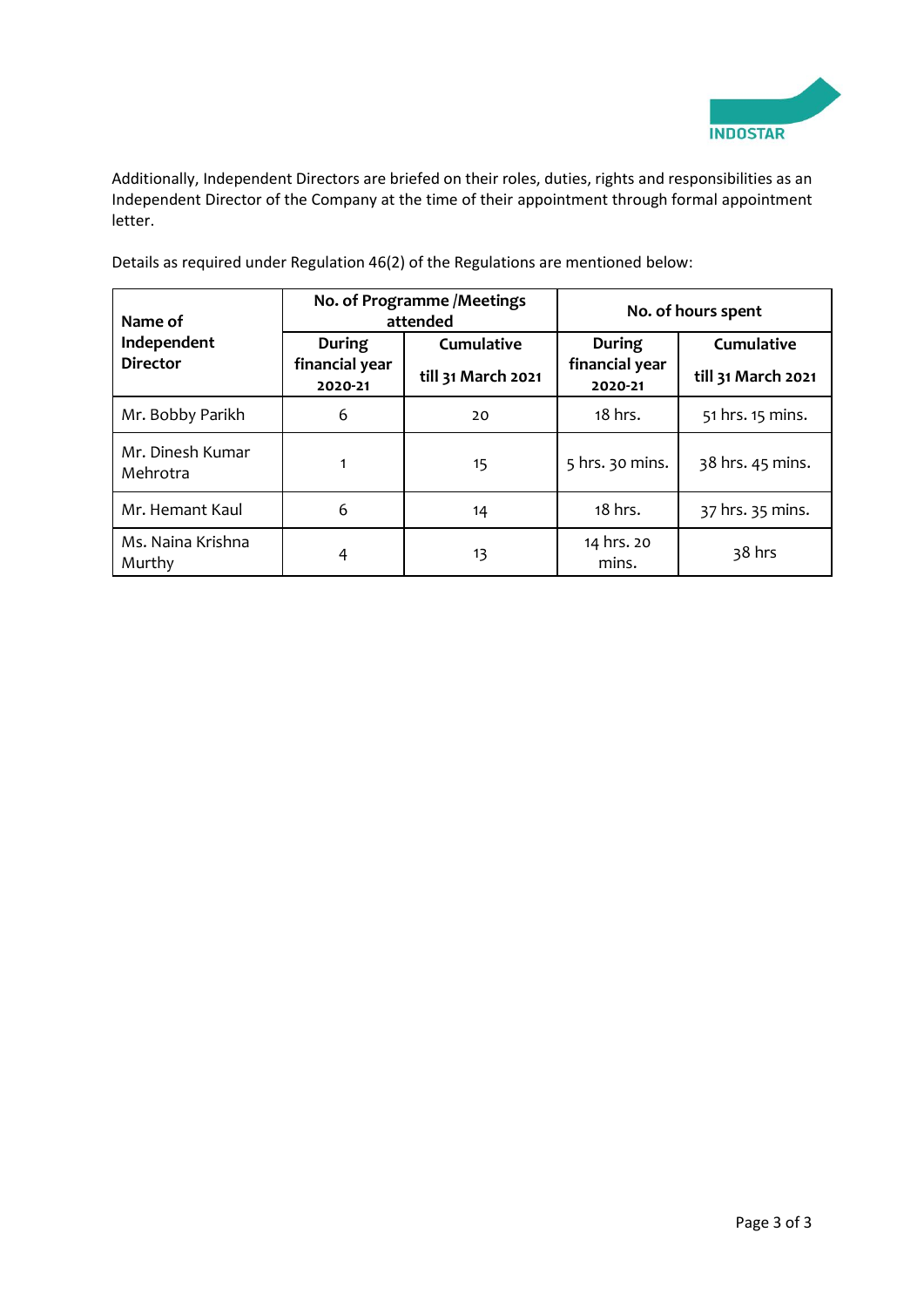Additionally, Independent Directors are briefed on their roles, duties, rights and responsibilities as an Independent Director of the Company at the time of their appointment through formal appointment letter.

Details as required under Regulation 46(2) of the Regulations are mentioned below:

| **Name of Independent Director** | **No. of Programme /Meetings attended** | | **No. of hours spent** | |
|---|---|---|---|---|
| | **During financial year 2020-21** | **Cumulative till 31 March 2021** | **During financial year 2020-21** | **Cumulative till 31 March 2021** |
| Mr. Bobby Parikh | 6 | 20 | 18 hrs. | 51 hrs. 15 mins. |
| Mr. Dinesh Kumar Mehrotra | 1 | 15 | 5 hrs. 30 mins. | 38 hrs. 45 mins. |
| Mr. Hemant Kaul | 6 | 14 | 18 hrs. | 37 hrs. 35 mins. |
| Ms. Naina Krishna Murthy | 4 | 13 | 14 hrs. 20 mins. | 38 hrs |